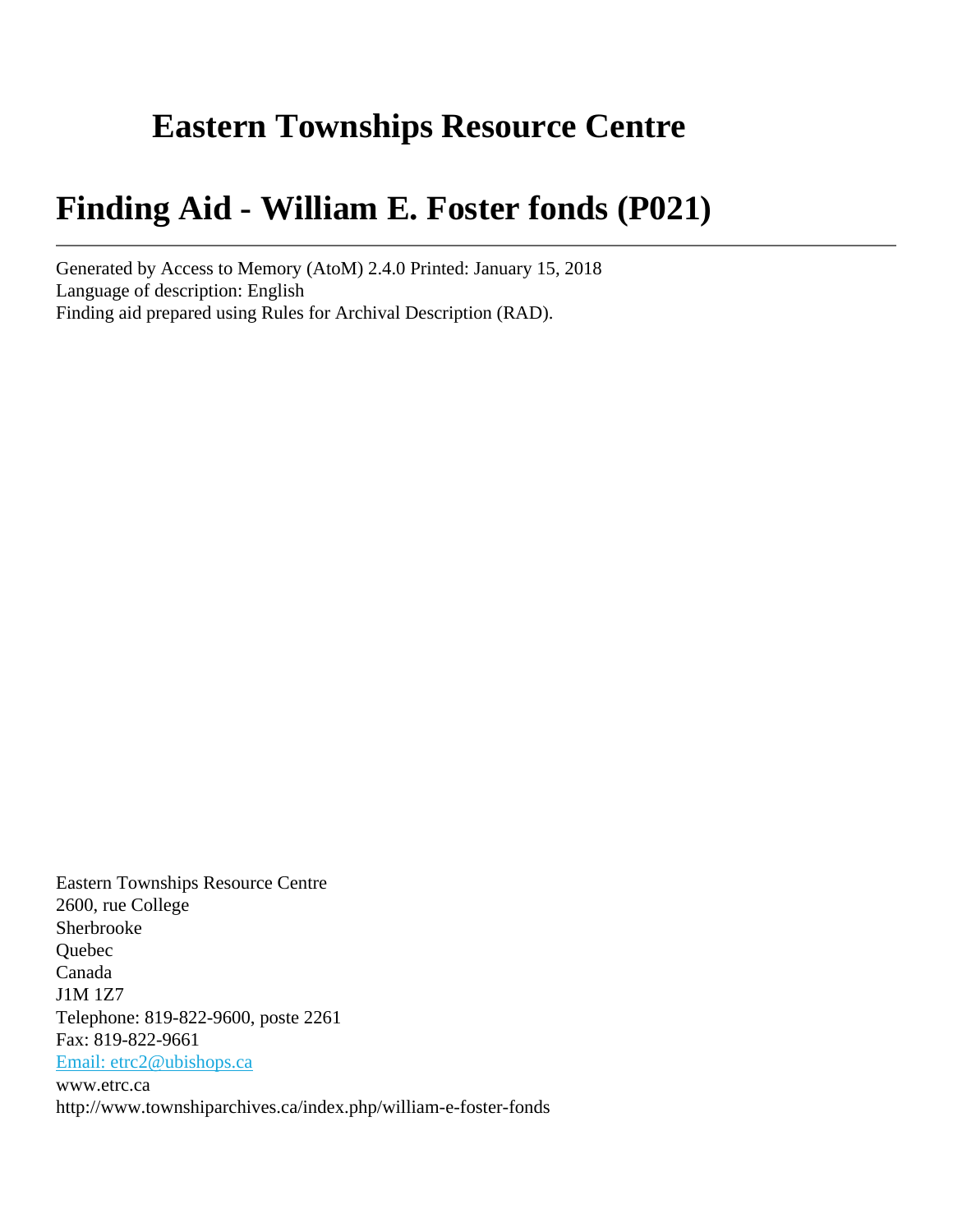# Eastern Townships Resource Centre

# Finding Aid - William E. Foster fonds (P021)

---

Generated by Access to Memory (AtoM) 2.4.0 Printed: January 15, 2018
Language of description: English
Finding aid prepared using Rules for Archival Description (RAD).

Eastern Townships Resource Centre
2600, rue College
Sherbrooke
Quebec
Canada
J1M 1Z7
Telephone: 819-822-9600, poste 2261
Fax: 819-822-9661
Email: etrc2@ubishops.ca
www.etrc.ca
http://www.townshiparchives.ca/index.php/william-e-foster-fonds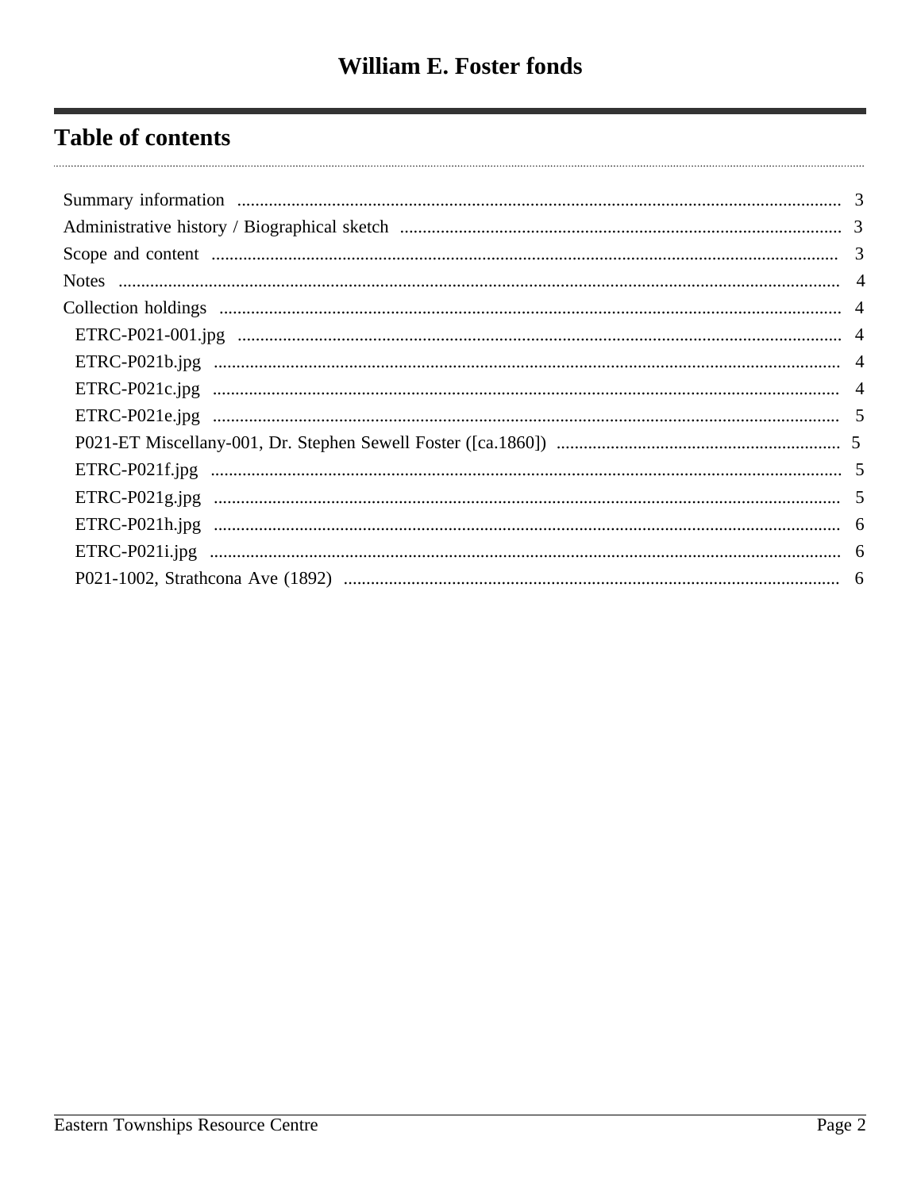# William E. Foster fonds

## Table of contents

- Summary information ..... 3
- Administrative history / Biographical sketch ..... 3
- Scope and content ..... 3
- Notes ..... 4
- Collection holdings ..... 4
  - ETRC-P021-001.jpg ..... 4
  - ETRC-P021b.jpg ..... 4
  - ETRC-P021c.jpg ..... 4
  - ETRC-P021e.jpg ..... 5
  - P021-ET Miscellany-001, Dr. Stephen Sewell Foster ([ca.1860]) ..... 5
  - ETRC-P021f.jpg ..... 5
  - ETRC-P021g.jpg ..... 5
  - ETRC-P021h.jpg ..... 6
  - ETRC-P021i.jpg ..... 6
  - P021-1002, Strathcona Ave (1892) ..... 6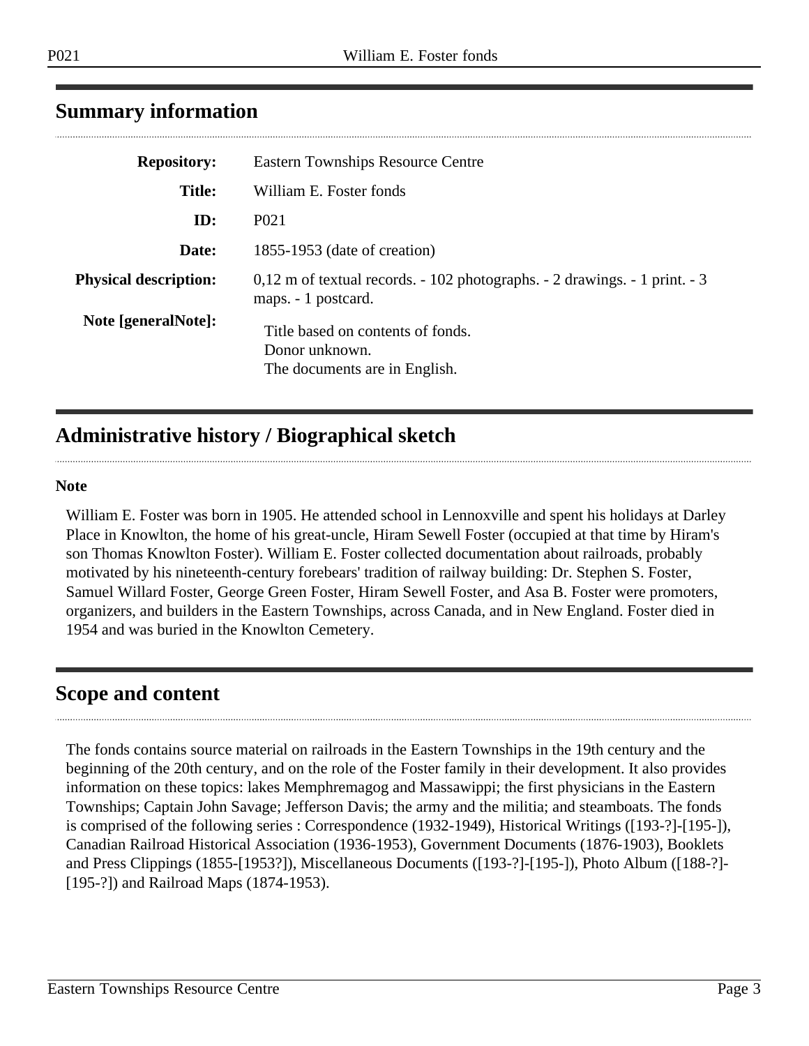## Summary information

| | |
|---|---|
| **Repository:** | Eastern Townships Resource Centre |
| **Title:** | William E. Foster fonds |
| **ID:** | P021 |
| **Date:** | 1855-1953 (date of creation) |
| **Physical description:** | 0,12 m of textual records. - 102 photographs. - 2 drawings. - 1 print. - 3 maps. - 1 postcard. |
| **Note [generalNote]:** | Title based on contents of fonds.<br>Donor unknown.<br>The documents are in English. |

## Administrative history / Biographical sketch

**Note**

William E. Foster was born in 1905. He attended school in Lennoxville and spent his holidays at Darley Place in Knowlton, the home of his great-uncle, Hiram Sewell Foster (occupied at that time by Hiram's son Thomas Knowlton Foster). William E. Foster collected documentation about railroads, probably motivated by his nineteenth-century forebears' tradition of railway building: Dr. Stephen S. Foster, Samuel Willard Foster, George Green Foster, Hiram Sewell Foster, and Asa B. Foster were promoters, organizers, and builders in the Eastern Townships, across Canada, and in New England. Foster died in 1954 and was buried in the Knowlton Cemetery.

## Scope and content

The fonds contains source material on railroads in the Eastern Townships in the 19th century and the beginning of the 20th century, and on the role of the Foster family in their development. It also provides information on these topics: lakes Memphremagog and Massawippi; the first physicians in the Eastern Townships; Captain John Savage; Jefferson Davis; the army and the militia; and steamboats. The fonds is comprised of the following series : Correspondence (1932-1949), Historical Writings ([193-?]-[195-]), Canadian Railroad Historical Association (1936-1953), Government Documents (1876-1903), Booklets and Press Clippings (1855-[1953?]), Miscellaneous Documents ([193-?]-[195-]), Photo Album ([188-?]-[195-?]) and Railroad Maps (1874-1953).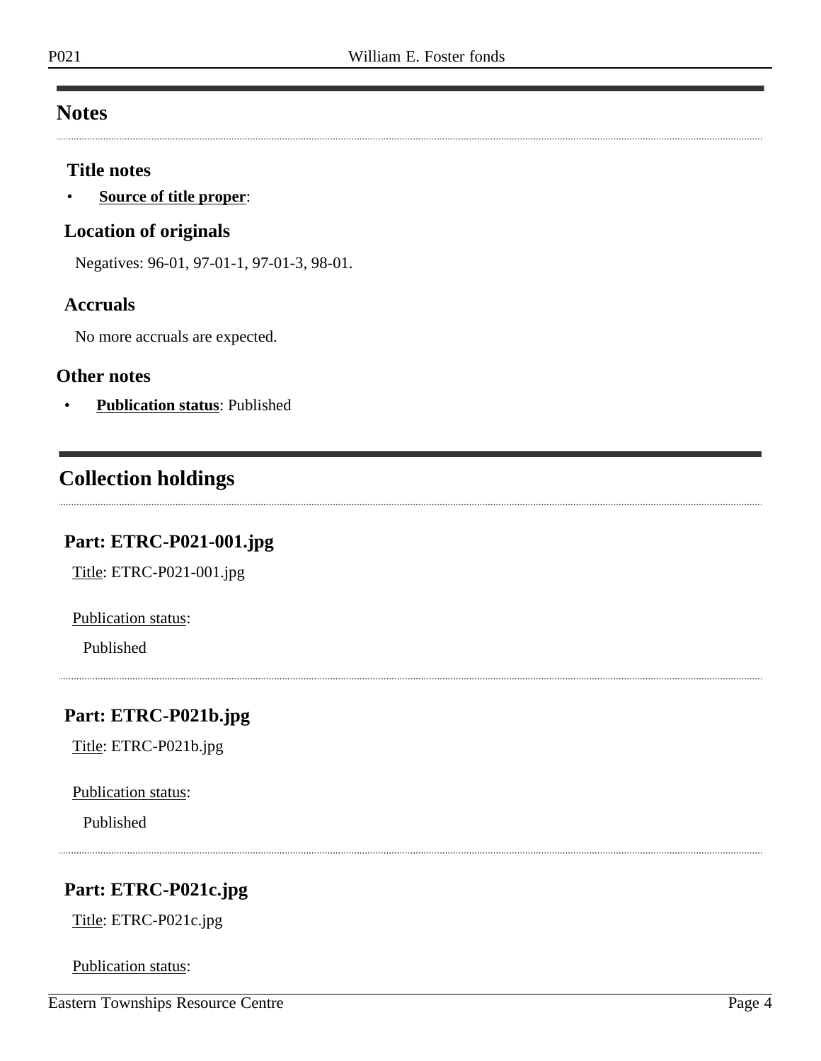## Notes

### Title notes

- **Source of title proper**:

### Location of originals

Negatives: 96-01, 97-01-1, 97-01-3, 98-01.

### Accruals

No more accruals are expected.

### Other notes

- **Publication status**: Published

## Collection holdings

### Part: ETRC-P021-001.jpg

Title: ETRC-P021-001.jpg

Publication status:

Published

### Part: ETRC-P021b.jpg

Title: ETRC-P021b.jpg

Publication status:

Published

### Part: ETRC-P021c.jpg

Title: ETRC-P021c.jpg

Publication status: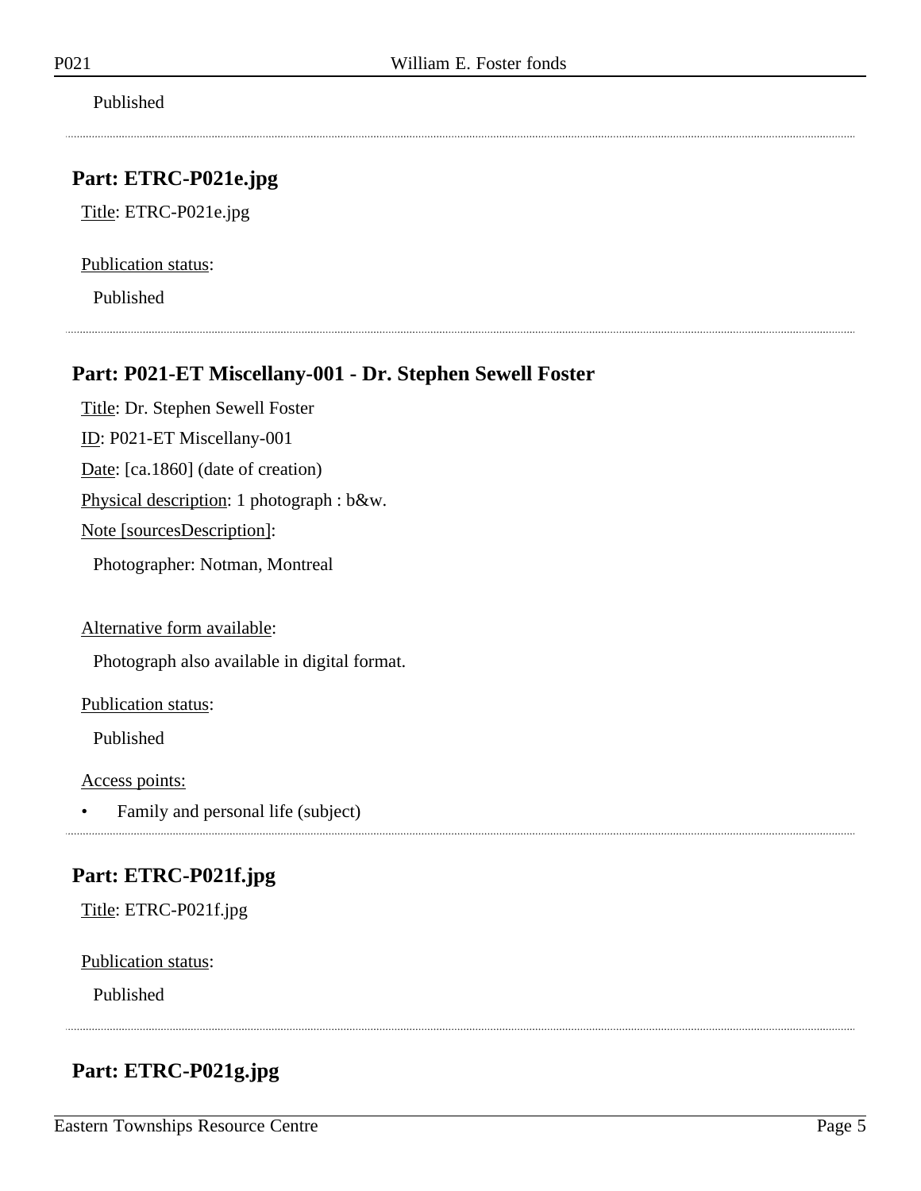Published

---

## Part: ETRC-P021e.jpg

Title: ETRC-P021e.jpg

Publication status:

Published

---

## Part: P021-ET Miscellany-001 - Dr. Stephen Sewell Foster

Title: Dr. Stephen Sewell Foster

ID: P021-ET Miscellany-001

Date: [ca.1860] (date of creation)

Physical description: 1 photograph : b&w.

Note [sourcesDescription]:

Photographer: Notman, Montreal

Alternative form available:

Photograph also available in digital format.

Publication status:

Published

Access points:

- Family and personal life (subject)

---

## Part: ETRC-P021f.jpg

Title: ETRC-P021f.jpg

Publication status:

Published

---

## Part: ETRC-P021g.jpg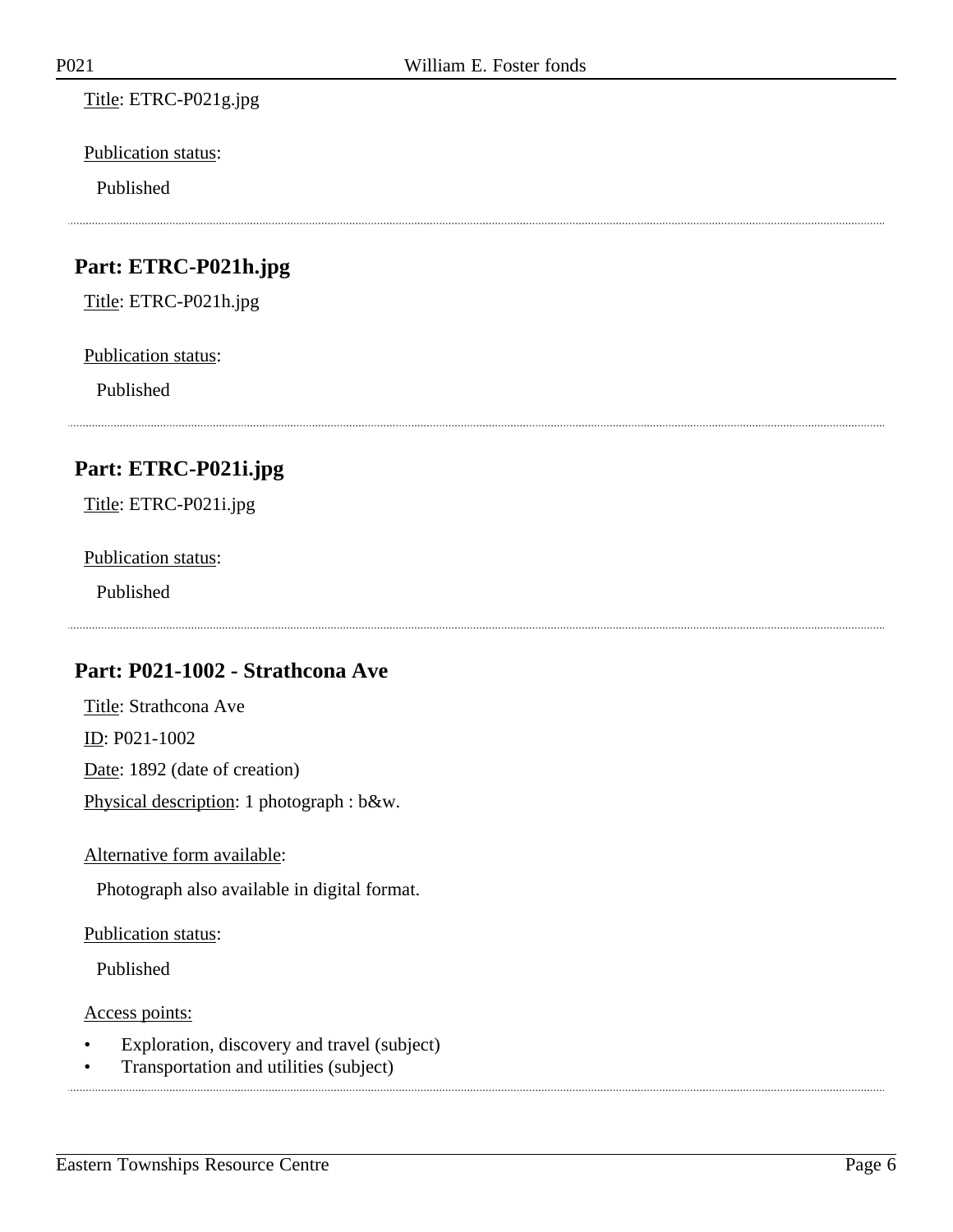Title: ETRC-P021g.jpg

Publication status:

Published

---

## Part: ETRC-P021h.jpg

Title: ETRC-P021h.jpg

Publication status:

Published

---

## Part: ETRC-P021i.jpg

Title: ETRC-P021i.jpg

Publication status:

Published

---

## Part: P021-1002 - Strathcona Ave

Title: Strathcona Ave

ID: P021-1002

Date: 1892 (date of creation)

Physical description: 1 photograph : b&w.

Alternative form available:

Photograph also available in digital format.

Publication status:

Published

Access points:

- Exploration, discovery and travel (subject)
- Transportation and utilities (subject)

---